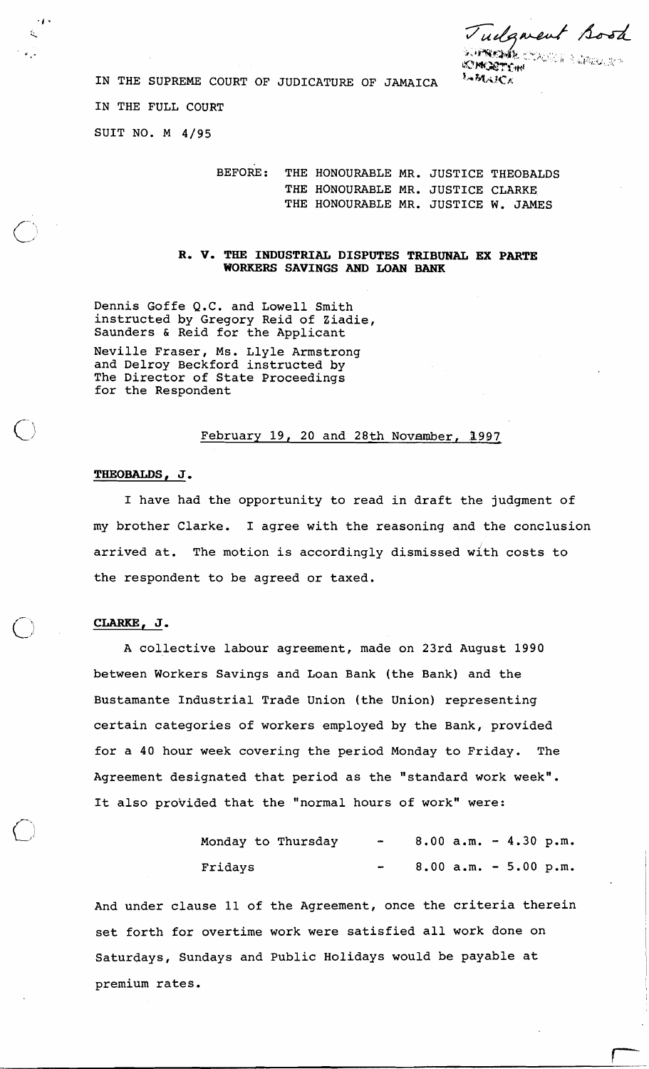Judgment Book

IN THE SUPREME COURT OF JUDICATURE OF JAMAICA

IN THE FULL COURT

SUIT NO. M 4/95

BEFORE: THE HONOURABLE MR. JUSTICE THEOBALDS
THE HONOURABLE MR. JUSTICE CLARKE
THE HONOURABLE MR. JUSTICE W. JAMES

**R. V. THE INDUSTRIAL DISPUTES TRIBUNAL EX PARTE WORKERS SAVINGS AND LOAN BANK**

Dennis Goffe Q.C. and Lowell Smith instructed by Gregory Reid of Ziadie, Saunders & Reid for the Applicant

Neville Fraser, Ms. Llyle Armstrong and Delroy Beckford instructed by The Director of State Proceedings for the Respondent

February 19, 20 and 28th November, 1997

**THEOBALDS, J.**

I have had the opportunity to read in draft the judgment of my brother Clarke. I agree with the reasoning and the conclusion arrived at. The motion is accordingly dismissed with costs to the respondent to be agreed or taxed.

**CLARKE, J.**

A collective labour agreement, made on 23rd August 1990 between Workers Savings and Loan Bank (the Bank) and the Bustamante Industrial Trade Union (the Union) representing certain categories of workers employed by the Bank, provided for a 40 hour week covering the period Monday to Friday. The Agreement designated that period as the "standard work week". It also provided that the "normal hours of work" were:

| | | |
|---|---|---|
| Monday to Thursday | - | 8.00 a.m. - 4.30 p.m. |
| Fridays | - | 8.00 a.m. - 5.00 p.m. |

And under clause 11 of the Agreement, once the criteria therein set forth for overtime work were satisfied all work done on Saturdays, Sundays and Public Holidays would be payable at premium rates.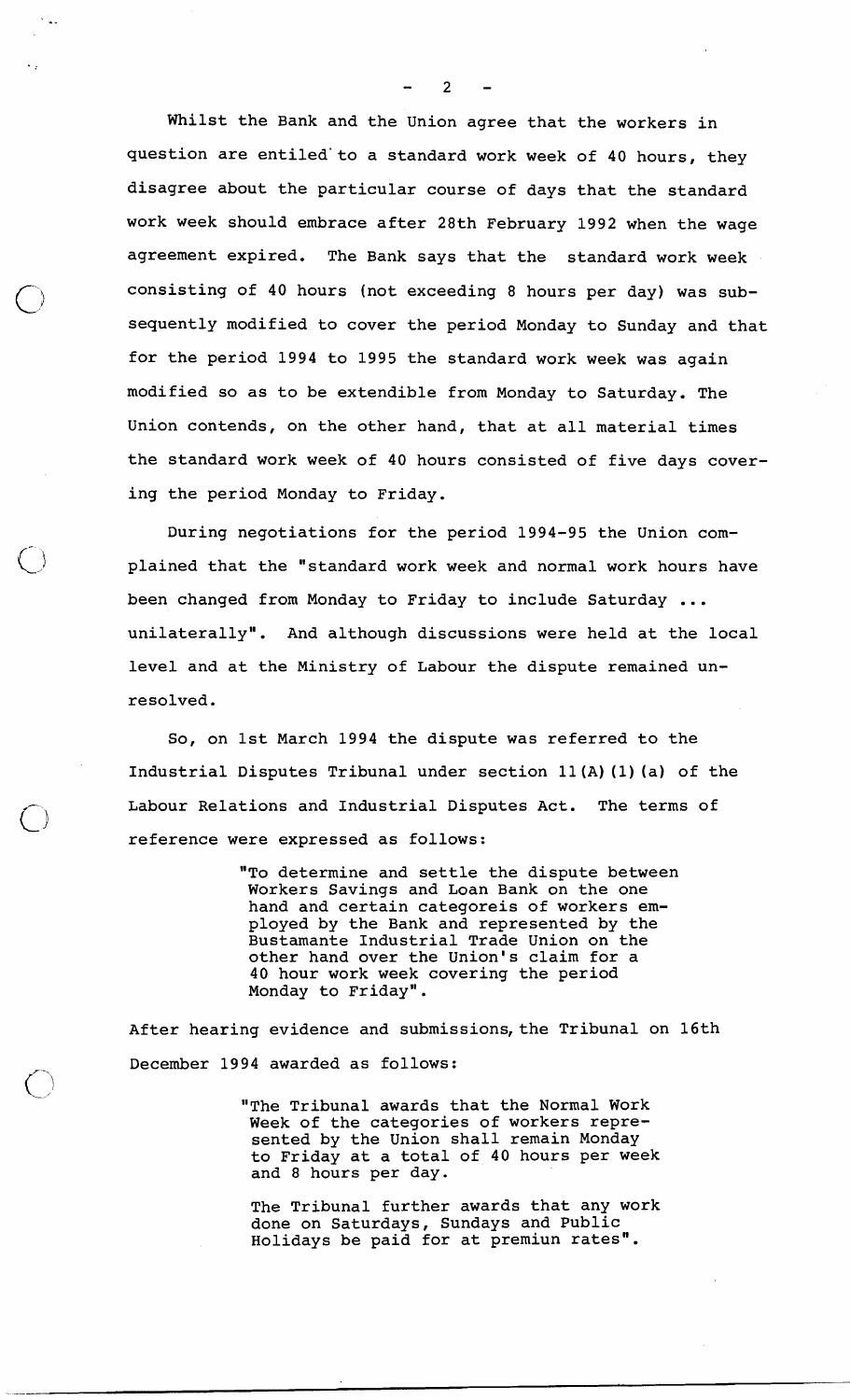Whilst the Bank and the Union agree that the workers in question are entiled to a standard work week of 40 hours, they disagree about the particular course of days that the standard work week should embrace after 28th February 1992 when the wage agreement expired. The Bank says that the standard work week consisting of 40 hours (not exceeding 8 hours per day) was subsequently modified to cover the period Monday to Sunday and that for the period 1994 to 1995 the standard work week was again modified so as to be extendible from Monday to Saturday. The Union contends, on the other hand, that at all material times the standard work week of 40 hours consisted of five days covering the period Monday to Friday.

During negotiations for the period 1994-95 the Union complained that the "standard work week and normal work hours have been changed from Monday to Friday to include Saturday ... unilaterally". And although discussions were held at the local level and at the Ministry of Labour the dispute remained unresolved.

So, on 1st March 1994 the dispute was referred to the Industrial Disputes Tribunal under section 11(A)(1)(a) of the Labour Relations and Industrial Disputes Act. The terms of reference were expressed as follows:

> "To determine and settle the dispute between Workers Savings and Loan Bank on the one hand and certain categoreis of workers employed by the Bank and represented by the Bustamante Industrial Trade Union on the other hand over the Union's claim for a 40 hour work week covering the period Monday to Friday".

After hearing evidence and submissions, the Tribunal on 16th December 1994 awarded as follows:

> "The Tribunal awards that the Normal Work Week of the categories of workers represented by the Union shall remain Monday to Friday at a total of 40 hours per week and 8 hours per day.
>
> The Tribunal further awards that any work done on Saturdays, Sundays and Public Holidays be paid for at premiun rates".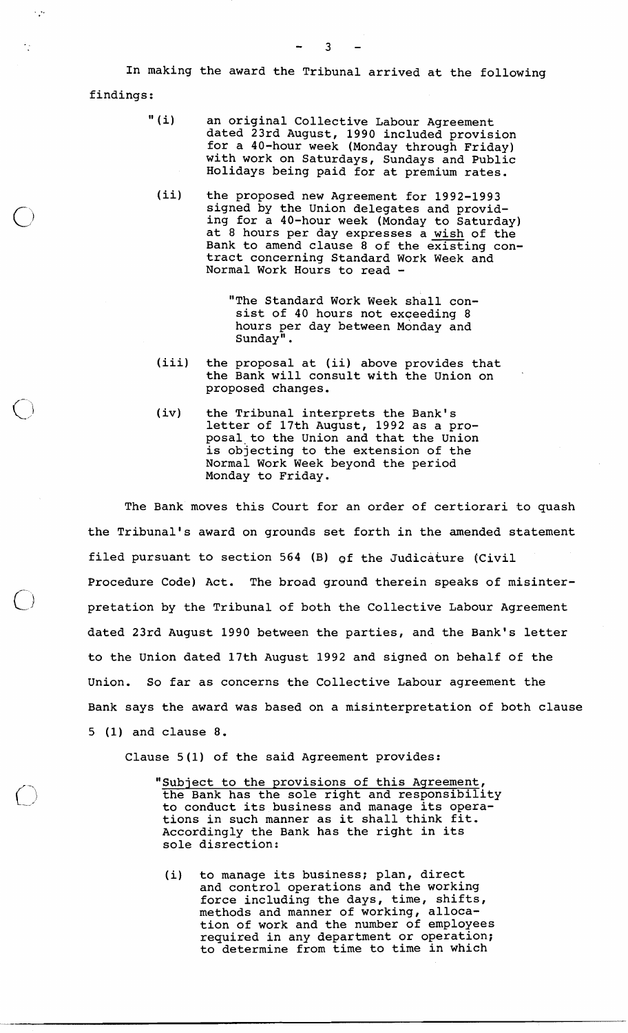In making the award the Tribunal arrived at the following findings:

> "(i) an original Collective Labour Agreement dated 23rd August, 1990 included provision for a 40-hour week (Monday through Friday) with work on Saturdays, Sundays and Public Holidays being paid for at premium rates.
>
> (ii) the proposed new Agreement for 1992-1993 signed by the Union delegates and providing for a 40-hour week (Monday to Saturday) at 8 hours per day expresses a <u>wish</u> of the Bank to amend clause 8 of the existing contract concerning Standard Work Week and Normal Work Hours to read -
>
> > "The Standard Work Week shall consist of 40 hours not exceeding 8 hours per day between Monday and Sunday".
>
> (iii) the proposal at (ii) above provides that the Bank will consult with the Union on proposed changes.
>
> (iv) the Tribunal interprets the Bank's letter of 17th August, 1992 as a proposal to the Union and that the Union is objecting to the extension of the Normal Work Week beyond the period Monday to Friday.

The Bank moves this Court for an order of certiorari to quash the Tribunal's award on grounds set forth in the amended statement filed pursuant to section 564 (B) of the Judicature (Civil Procedure Code) Act. The broad ground therein speaks of misinterpretation by the Tribunal of both the Collective Labour Agreement dated 23rd August 1990 between the parties, and the Bank's letter to the Union dated 17th August 1992 and signed on behalf of the Union. So far as concerns the Collective Labour agreement the Bank says the award was based on a misinterpretation of both clause 5 (1) and clause 8.

Clause 5(1) of the said Agreement provides:

> "<u>Subject to the provisions of this Agreement</u>, the Bank has the sole right and responsibility to conduct its business and manage its operations in such manner as it shall think fit. Accordingly the Bank has the right in its sole disrection:
>
> (i) to manage its business; plan, direct and control operations and the working force including the days, time, shifts, methods and manner of working, allocation of work and the number of employees required in any department or operation; to determine from time to time in which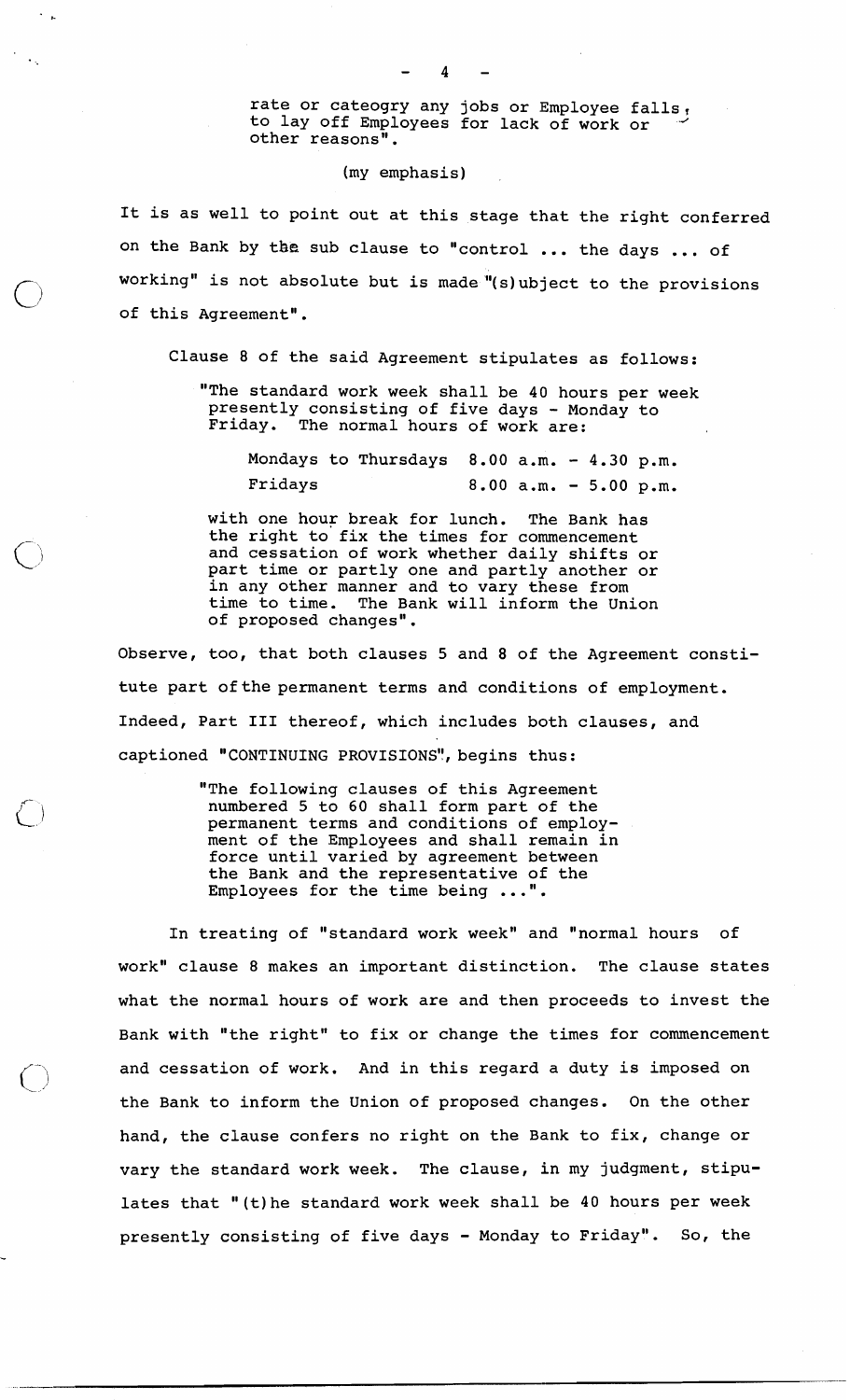> rate or cateogry any jobs or Employee falls, to lay off Employees for lack of work or other reasons".

(my emphasis)

It is as well to point out at this stage that the right conferred on the Bank by the sub clause to "control ... the days ... of working" is not absolute but is made "(s)ubject to the provisions of this Agreement".

Clause 8 of the said Agreement stipulates as follows:

> "The standard work week shall be 40 hours per week presently consisting of five days - Monday to Friday. The normal hours of work are:
>
> Mondays to Thursdays 8.00 a.m. - 4.30 p.m.
> Fridays 8.00 a.m. - 5.00 p.m.
>
> with one hour break for lunch. The Bank has the right to fix the times for commencement and cessation of work whether daily shifts or part time or partly one and partly another or in any other manner and to vary these from time to time. The Bank will inform the Union of proposed changes".

Observe, too, that both clauses 5 and 8 of the Agreement constitute part of the permanent terms and conditions of employment. Indeed, Part III thereof, which includes both clauses, and captioned "CONTINUING PROVISIONS", begins thus:

> "The following clauses of this Agreement numbered 5 to 60 shall form part of the permanent terms and conditions of employment of the Employees and shall remain in force until varied by agreement between the Bank and the representative of the Employees for the time being ...".

In treating of "standard work week" and "normal hours of work" clause 8 makes an important distinction. The clause states what the normal hours of work are and then proceeds to invest the Bank with "the right" to fix or change the times for commencement and cessation of work. And in this regard a duty is imposed on the Bank to inform the Union of proposed changes. On the other hand, the clause confers no right on the Bank to fix, change or vary the standard work week. The clause, in my judgment, stipulates that "(t)he standard work week shall be 40 hours per week presently consisting of five days - Monday to Friday". So, the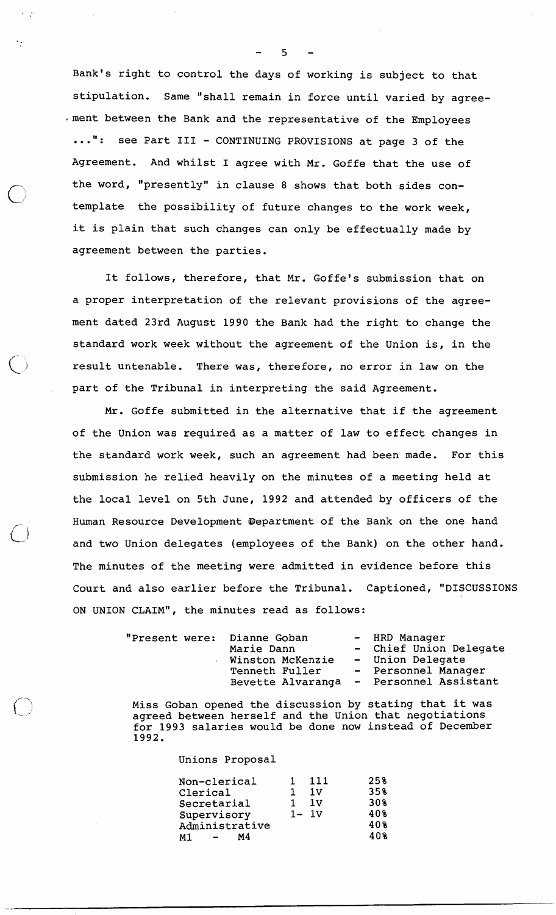Bank's right to control the days of working is subject to that stipulation. Same "shall remain in force until varied by agreement between the Bank and the representative of the Employees ...": see Part III - CONTINUING PROVISIONS at page 3 of the Agreement. And whilst I agree with Mr. Goffe that the use of the word, "presently" in clause 8 shows that both sides contemplate the possibility of future changes to the work week, it is plain that such changes can only be effectually made by agreement between the parties.

It follows, therefore, that Mr. Goffe's submission that on a proper interpretation of the relevant provisions of the agreement dated 23rd August 1990 the Bank had the right to change the standard work week without the agreement of the Union is, in the result untenable. There was, therefore, no error in law on the part of the Tribunal in interpreting the said Agreement.

Mr. Goffe submitted in the alternative that if the agreement of the Union was required as a matter of law to effect changes in the standard work week, such an agreement had been made. For this submission he relied heavily on the minutes of a meeting held at the local level on 5th June, 1992 and attended by officers of the Human Resource Development Department of the Bank on the one hand and two Union delegates (employees of the Bank) on the other hand. The minutes of the meeting were admitted in evidence before this Court and also earlier before the Tribunal. Captioned, "DISCUSSIONS ON UNION CLAIM", the minutes read as follows:

"Present were:

| Name | | Position |
|---|---|---|
| Dianne Goban | - | HRD Manager |
| Marie Dann | - | Chief Union Delegate |
| Winston McKenzie | - | Union Delegate |
| Tenneth Fuller | - | Personnel Manager |
| Bevette Alvaranga | - | Personnel Assistant |

Miss Goban opened the discussion by stating that it was agreed between herself and the Union that negotiations for 1993 salaries would be done now instead of December 1992.

Unions Proposal

| | | |
|---|---|---|
| Non-clerical | 1 111 | 25% |
| Clerical | 1 1V | 35% |
| Secretarial | 1 1V | 30% |
| Supervisory | 1- 1V | 40% |
| Administrative | | 40% |
| M1 - M4 | | 40% |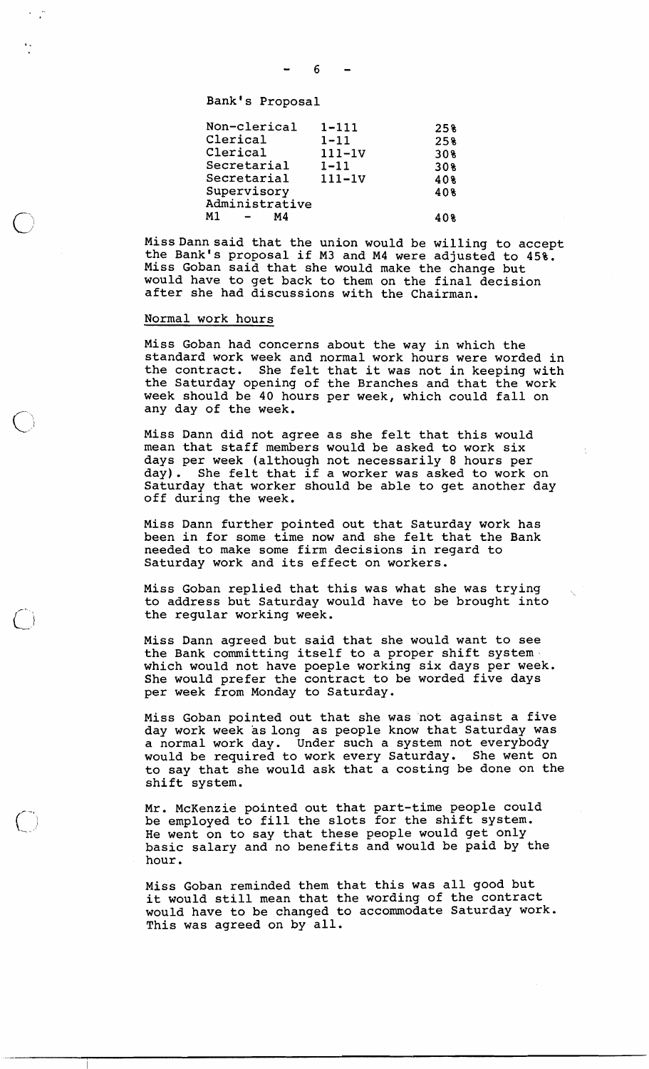Bank's Proposal

| | | |
|---|---|---|
| Non-clerical | 1-111 | 25% |
| Clerical | 1-11 | 25% |
| Clerical | 111-1V | 30% |
| Secretarial | 1-11 | 30% |
| Secretarial | 111-1V | 40% |
| Supervisory | | 40% |
| Administrative | | |
| M1 - M4 | | 40% |

Miss Dann said that the union would be willing to accept the Bank's proposal if M3 and M4 were adjusted to 45%. Miss Goban said that she would make the change but would have to get back to them on the final decision after she had discussions with the Chairman.

Normal work hours

Miss Goban had concerns about the way in which the standard work week and normal work hours were worded in the contract. She felt that it was not in keeping with the Saturday opening of the Branches and that the work week should be 40 hours per week, which could fall on any day of the week.

Miss Dann did not agree as she felt that this would mean that staff members would be asked to work six days per week (although not necessarily 8 hours per day). She felt that if a worker was asked to work on Saturday that worker should be able to get another day off during the week.

Miss Dann further pointed out that Saturday work has been in for some time now and she felt that the Bank needed to make some firm decisions in regard to Saturday work and its effect on workers.

Miss Goban replied that this was what she was trying to address but Saturday would have to be brought into the regular working week.

Miss Dann agreed but said that she would want to see the Bank committing itself to a proper shift system which would not have poeple working six days per week. She would prefer the contract to be worded five days per week from Monday to Saturday.

Miss Goban pointed out that she was not against a five day work week as long as people know that Saturday was a normal work day. Under such a system not everybody would be required to work every Saturday. She went on to say that she would ask that a costing be done on the shift system.

Mr. McKenzie pointed out that part-time people could be employed to fill the slots for the shift system. He went on to say that these people would get only basic salary and no benefits and would be paid by the hour.

Miss Goban reminded them that this was all good but it would still mean that the wording of the contract would have to be changed to accommodate Saturday work. This was agreed on by all.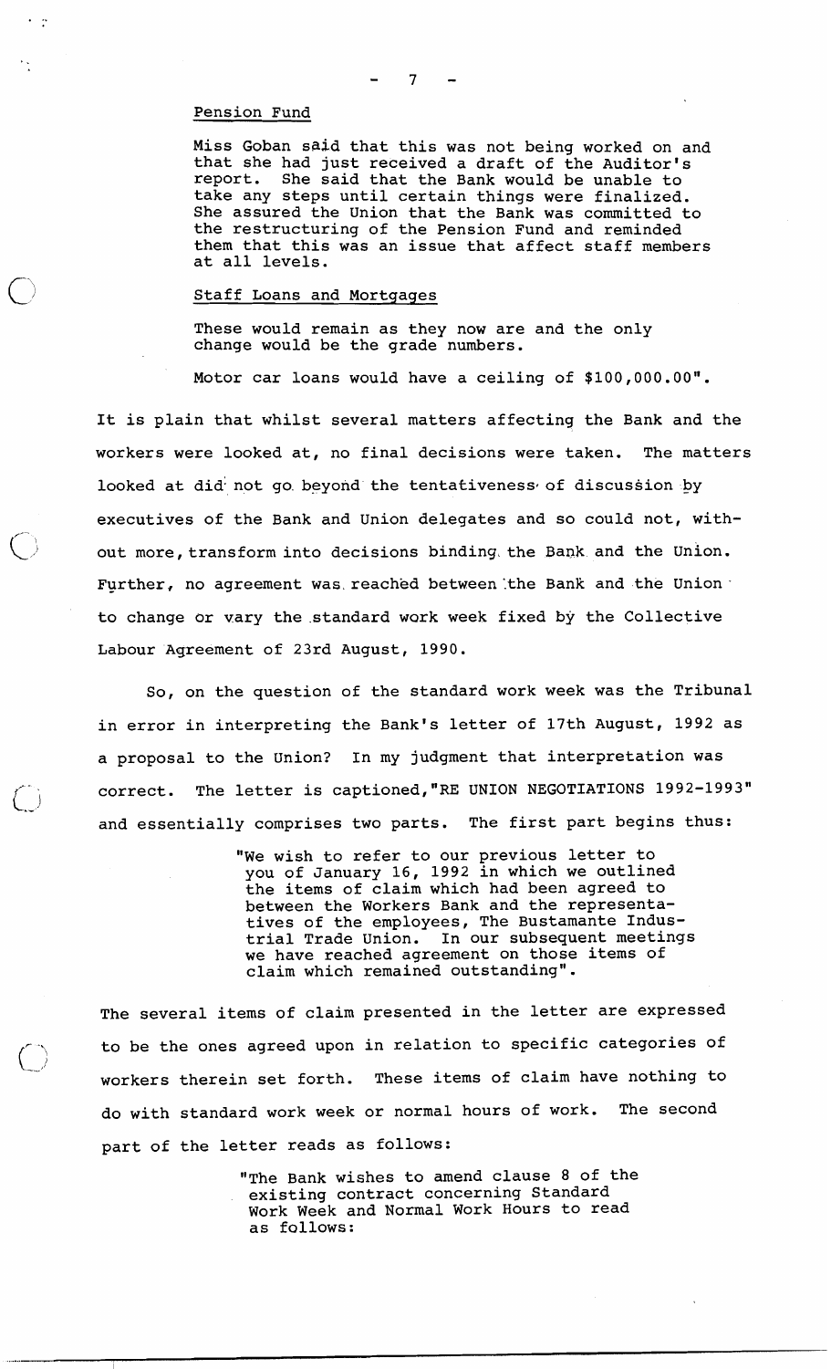Pension Fund

Miss Goban said that this was not being worked on and that she had just received a draft of the Auditor's report. She said that the Bank would be unable to take any steps until certain things were finalized. She assured the Union that the Bank was committed to the restructuring of the Pension Fund and reminded them that this was an issue that affect staff members at all levels.

Staff Loans and Mortgages

These would remain as they now are and the only change would be the grade numbers.

Motor car loans would have a ceiling of $100,000.00".

It is plain that whilst several matters affecting the Bank and the workers were looked at, no final decisions were taken. The matters looked at did not go beyond the tentativeness of discussion by executives of the Bank and Union delegates and so could not, without more, transform into decisions binding the Bank and the Union. Further, no agreement was reached between the Bank and the Union to change or vary the standard work week fixed by the Collective Labour Agreement of 23rd August, 1990.

So, on the question of the standard work week was the Tribunal in error in interpreting the Bank's letter of 17th August, 1992 as a proposal to the Union? In my judgment that interpretation was correct. The letter is captioned,"RE UNION NEGOTIATIONS 1992-1993" and essentially comprises two parts. The first part begins thus:

> "We wish to refer to our previous letter to you of January 16, 1992 in which we outlined the items of claim which had been agreed to between the Workers Bank and the representatives of the employees, The Bustamante Industrial Trade Union. In our subsequent meetings we have reached agreement on those items of claim which remained outstanding".

The several items of claim presented in the letter are expressed to be the ones agreed upon in relation to specific categories of workers therein set forth. These items of claim have nothing to do with standard work week or normal hours of work. The second part of the letter reads as follows:

> "The Bank wishes to amend clause 8 of the existing contract concerning Standard Work Week and Normal Work Hours to read as follows: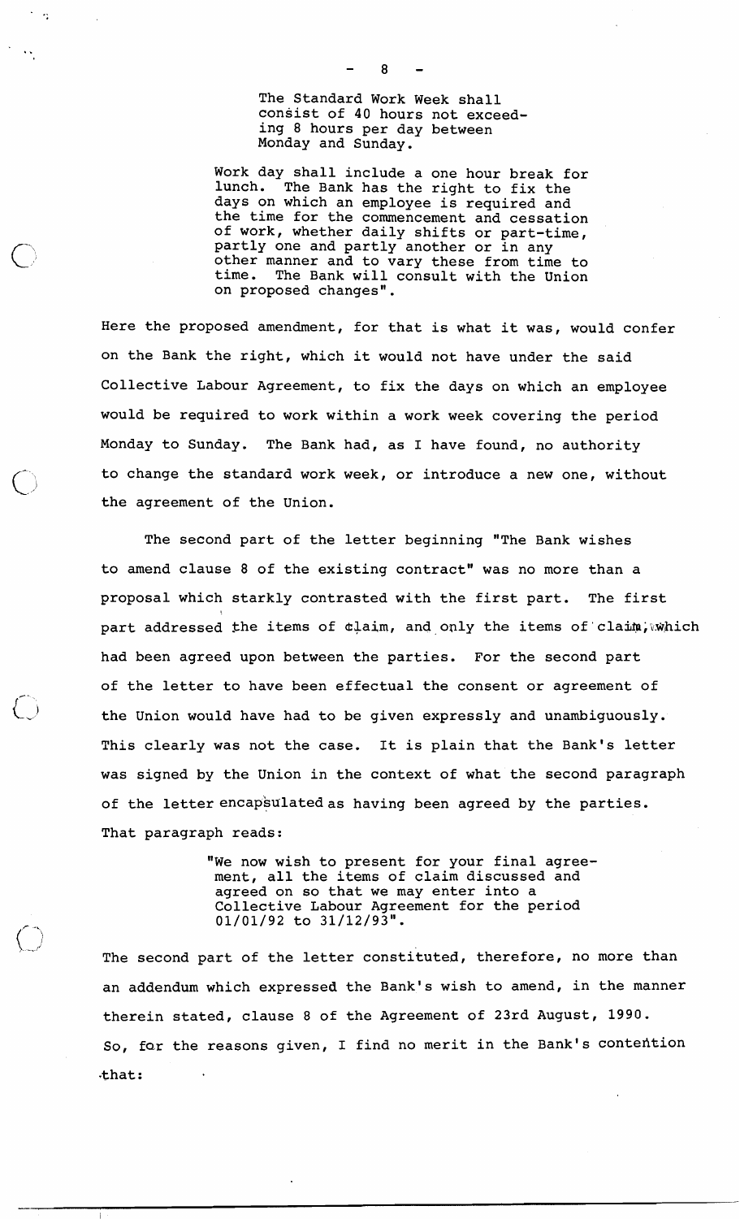> The Standard Work Week shall consist of 40 hours not exceeding 8 hours per day between Monday and Sunday.
>
> Work day shall include a one hour break for lunch. The Bank has the right to fix the days on which an employee is required and the time for the commencement and cessation of work, whether daily shifts or part-time, partly one and partly another or in any other manner and to vary these from time to time. The Bank will consult with the Union on proposed changes".

Here the proposed amendment, for that is what it was, would confer on the Bank the right, which it would not have under the said Collective Labour Agreement, to fix the days on which an employee would be required to work within a work week covering the period Monday to Sunday. The Bank had, as I have found, no authority to change the standard work week, or introduce a new one, without the agreement of the Union.

The second part of the letter beginning "The Bank wishes to amend clause 8 of the existing contract" was no more than a proposal which starkly contrasted with the first part. The first part addressed the items of claim, and only the items of claim, which had been agreed upon between the parties. For the second part of the letter to have been effectual the consent or agreement of the Union would have had to be given expressly and unambiguously. This clearly was not the case. It is plain that the Bank's letter was signed by the Union in the context of what the second paragraph of the letter encapsulated as having been agreed by the parties. That paragraph reads:

> "We now wish to present for your final agreement, all the items of claim discussed and agreed on so that we may enter into a Collective Labour Agreement for the period 01/01/92 to 31/12/93".

The second part of the letter constituted, therefore, no more than an addendum which expressed the Bank's wish to amend, in the manner therein stated, clause 8 of the Agreement of 23rd August, 1990. So, for the reasons given, I find no merit in the Bank's contention that: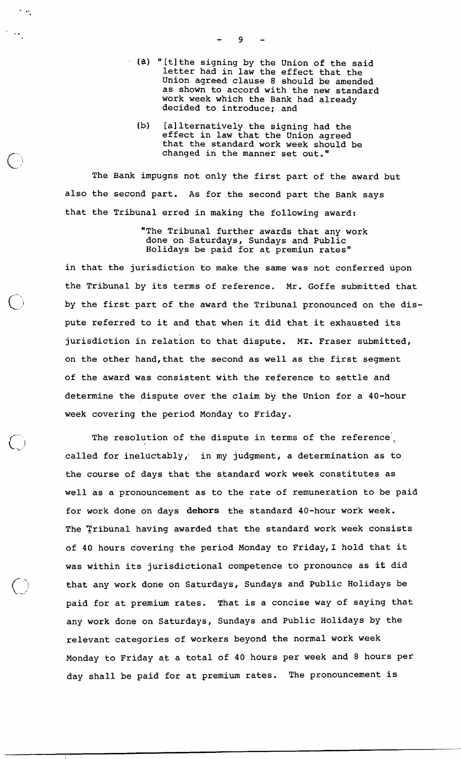(a) "[t]the signing by the Union of the said letter had in law the effect that the Union agreed clause 8 should be amended as shown to accord with the new standard work week which the Bank had already decided to introduce; and

(b) [a]lternatively the signing had the effect in law that the Union agreed that the standard work week should be changed in the manner set out."

The Bank impugns not only the first part of the award but also the second part. As for the second part the Bank says that the Tribunal erred in making the following award:

> "The Tribunal further awards that any work done on Saturdays, Sundays and Public Holidays be paid for at premiun rates"

in that the jurisdiction to make the same was not conferred upon the Tribunal by its terms of reference. Mr. Goffe submitted that by the first part of the award the Tribunal pronounced on the dispute referred to it and that when it did that it exhausted its jurisdiction in relation to that dispute. Mr. Fraser submitted, on the other hand, that the second as well as the first segment of the award was consistent with the reference to settle and determine the dispute over the claim by the Union for a 40-hour week covering the period Monday to Friday.

The resolution of the dispute in terms of the reference, called for ineluctably, in my judgment, a determination as to the course of days that the standard work week constitutes as well as a pronouncement as to the rate of remuneration to be paid for work done on days **dehors** the standard 40-hour work week. The Tribunal having awarded that the standard work week consists of 40 hours covering the period Monday to Friday, I hold that it was within its jurisdictional competence to pronounce as it did that any work done on Saturdays, Sundays and Public Holidays be paid for at premium rates. That is a concise way of saying that any work done on Saturdays, Sundays and Public Holidays by the relevant categories of workers beyond the normal work week Monday to Friday at a total of 40 hours per week and 8 hours per day shall be paid for at premium rates. The pronouncement is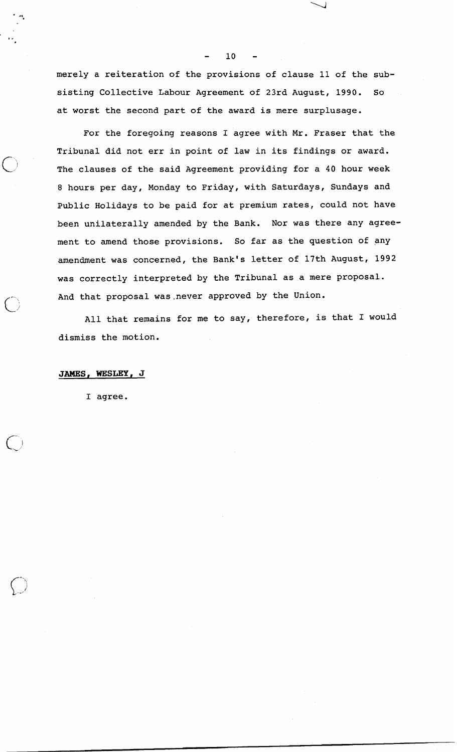merely a reiteration of the provisions of clause 11 of the subsisting Collective Labour Agreement of 23rd August, 1990. So at worst the second part of the award is mere surplusage.

For the foregoing reasons I agree with Mr. Fraser that the Tribunal did not err in point of law in its findings or award. The clauses of the said Agreement providing for a 40 hour week 8 hours per day, Monday to Friday, with Saturdays, Sundays and Public Holidays to be paid for at premium rates, could not have been unilaterally amended by the Bank. Nor was there any agreement to amend those provisions. So far as the question of any amendment was concerned, the Bank's letter of 17th August, 1992 was correctly interpreted by the Tribunal as a mere proposal. And that proposal was never approved by the Union.

All that remains for me to say, therefore, is that I would dismiss the motion.

**JAMES, WESLEY, J**

I agree.